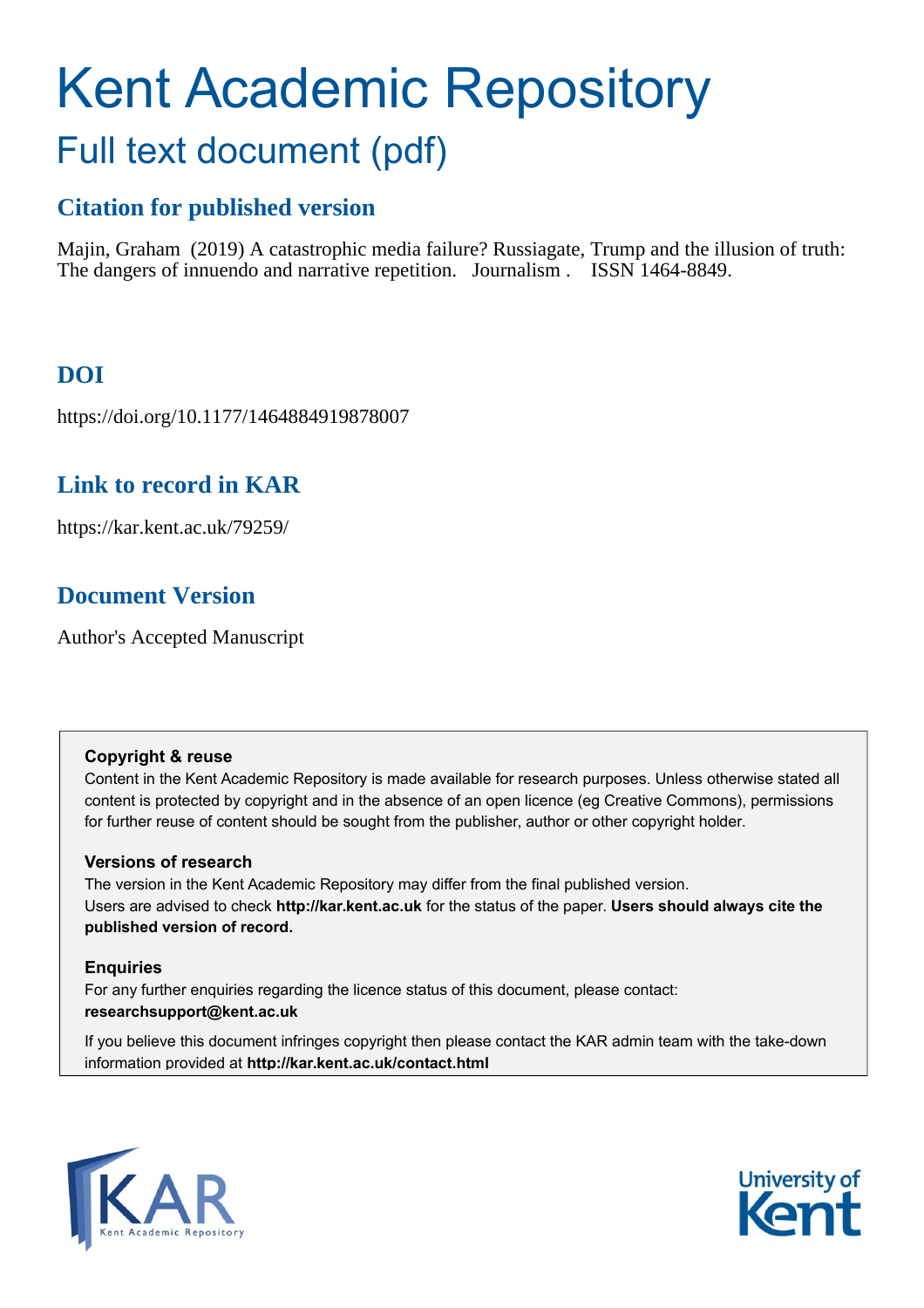# Kent Academic Repository

## Full text document (pdf)

### Citation for published version

Majin, Graham (2019) A catastrophic media failure? Russiagate, Trump and the illusion of truth: The dangers of innuendo and narrative repetition. Journalism . ISSN 1464-8849.

### DOI

https://doi.org/10.1177/1464884919878007

### Link to record in KAR

https://kar.kent.ac.uk/79259/

### Document Version

Author's Accepted Manuscript

**Copyright & reuse**

Content in the Kent Academic Repository is made available for research purposes. Unless otherwise stated all content is protected by copyright and in the absence of an open licence (eg Creative Commons), permissions for further reuse of content should be sought from the publisher, author or other copyright holder.

**Versions of research**

The version in the Kent Academic Repository may differ from the final published version. Users are advised to check **http://kar.kent.ac.uk** for the status of the paper. **Users should always cite the published version of record.**

**Enquiries**

For any further enquiries regarding the licence status of this document, please contact: **researchsupport@kent.ac.uk**

If you believe this document infringes copyright then please contact the KAR admin team with the take-down information provided at **http://kar.kent.ac.uk/contact.html**

KAR Kent Academic Repository

University of Kent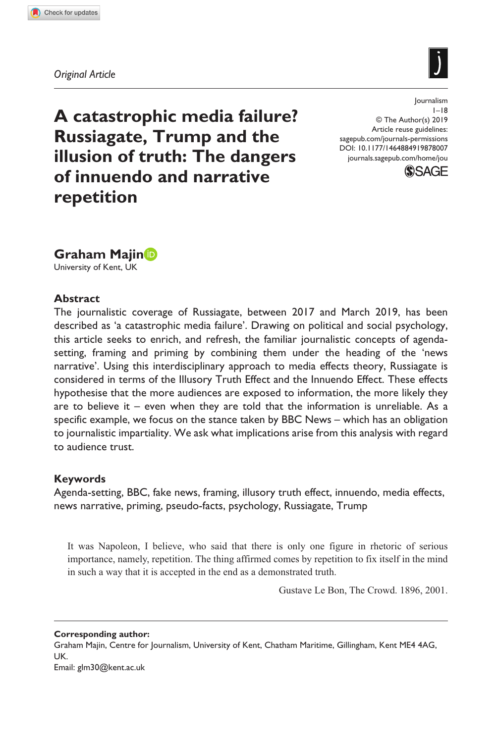*Original Article*

# A catastrophic media failure? Russiagate, Trump and the illusion of truth: The dangers of innuendo and narrative repetition

Journalism
1–18
© The Author(s) 2019
Article reuse guidelines:
sagepub.com/journals-permissions
DOI: 10.1177/1464884919878007
journals.sagepub.com/home/jou

**Graham Majin**
University of Kent, UK

## Abstract

The journalistic coverage of Russiagate, between 2017 and March 2019, has been described as 'a catastrophic media failure'. Drawing on political and social psychology, this article seeks to enrich, and refresh, the familiar journalistic concepts of agenda-setting, framing and priming by combining them under the heading of the 'news narrative'. Using this interdisciplinary approach to media effects theory, Russiagate is considered in terms of the Illusory Truth Effect and the Innuendo Effect. These effects hypothesise that the more audiences are exposed to information, the more likely they are to believe it – even when they are told that the information is unreliable. As a specific example, we focus on the stance taken by BBC News – which has an obligation to journalistic impartiality. We ask what implications arise from this analysis with regard to audience trust.

## Keywords

Agenda-setting, BBC, fake news, framing, illusory truth effect, innuendo, media effects, news narrative, priming, pseudo-facts, psychology, Russiagate, Trump

> It was Napoleon, I believe, who said that there is only one figure in rhetoric of serious importance, namely, repetition. The thing affirmed comes by repetition to fix itself in the mind in such a way that it is accepted in the end as a demonstrated truth.
>
> Gustave Le Bon, The Crowd. 1896, 2001.

**Corresponding author:**
Graham Majin, Centre for Journalism, University of Kent, Chatham Maritime, Gillingham, Kent ME4 4AG, UK.
Email: glm30@kent.ac.uk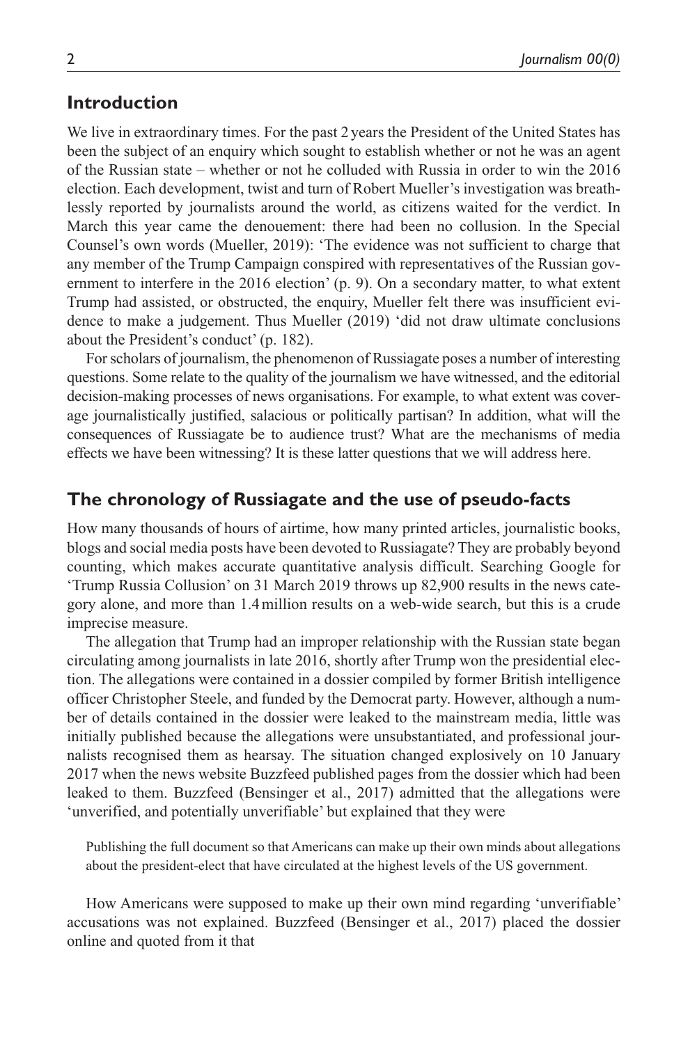## Introduction

We live in extraordinary times. For the past 2 years the President of the United States has been the subject of an enquiry which sought to establish whether or not he was an agent of the Russian state – whether or not he colluded with Russia in order to win the 2016 election. Each development, twist and turn of Robert Mueller's investigation was breathlessly reported by journalists around the world, as citizens waited for the verdict. In March this year came the denouement: there had been no collusion. In the Special Counsel's own words (Mueller, 2019): 'The evidence was not sufficient to charge that any member of the Trump Campaign conspired with representatives of the Russian government to interfere in the 2016 election' (p. 9). On a secondary matter, to what extent Trump had assisted, or obstructed, the enquiry, Mueller felt there was insufficient evidence to make a judgement. Thus Mueller (2019) 'did not draw ultimate conclusions about the President's conduct' (p. 182).

For scholars of journalism, the phenomenon of Russiagate poses a number of interesting questions. Some relate to the quality of the journalism we have witnessed, and the editorial decision-making processes of news organisations. For example, to what extent was coverage journalistically justified, salacious or politically partisan? In addition, what will the consequences of Russiagate be to audience trust? What are the mechanisms of media effects we have been witnessing? It is these latter questions that we will address here.

## The chronology of Russiagate and the use of pseudo-facts

How many thousands of hours of airtime, how many printed articles, journalistic books, blogs and social media posts have been devoted to Russiagate? They are probably beyond counting, which makes accurate quantitative analysis difficult. Searching Google for 'Trump Russia Collusion' on 31 March 2019 throws up 82,900 results in the news category alone, and more than 1.4 million results on a web-wide search, but this is a crude imprecise measure.

The allegation that Trump had an improper relationship with the Russian state began circulating among journalists in late 2016, shortly after Trump won the presidential election. The allegations were contained in a dossier compiled by former British intelligence officer Christopher Steele, and funded by the Democrat party. However, although a number of details contained in the dossier were leaked to the mainstream media, little was initially published because the allegations were unsubstantiated, and professional journalists recognised them as hearsay. The situation changed explosively on 10 January 2017 when the news website Buzzfeed published pages from the dossier which had been leaked to them. Buzzfeed (Bensinger et al., 2017) admitted that the allegations were 'unverified, and potentially unverifiable' but explained that they were

> Publishing the full document so that Americans can make up their own minds about allegations about the president-elect that have circulated at the highest levels of the US government.

How Americans were supposed to make up their own mind regarding 'unverifiable' accusations was not explained. Buzzfeed (Bensinger et al., 2017) placed the dossier online and quoted from it that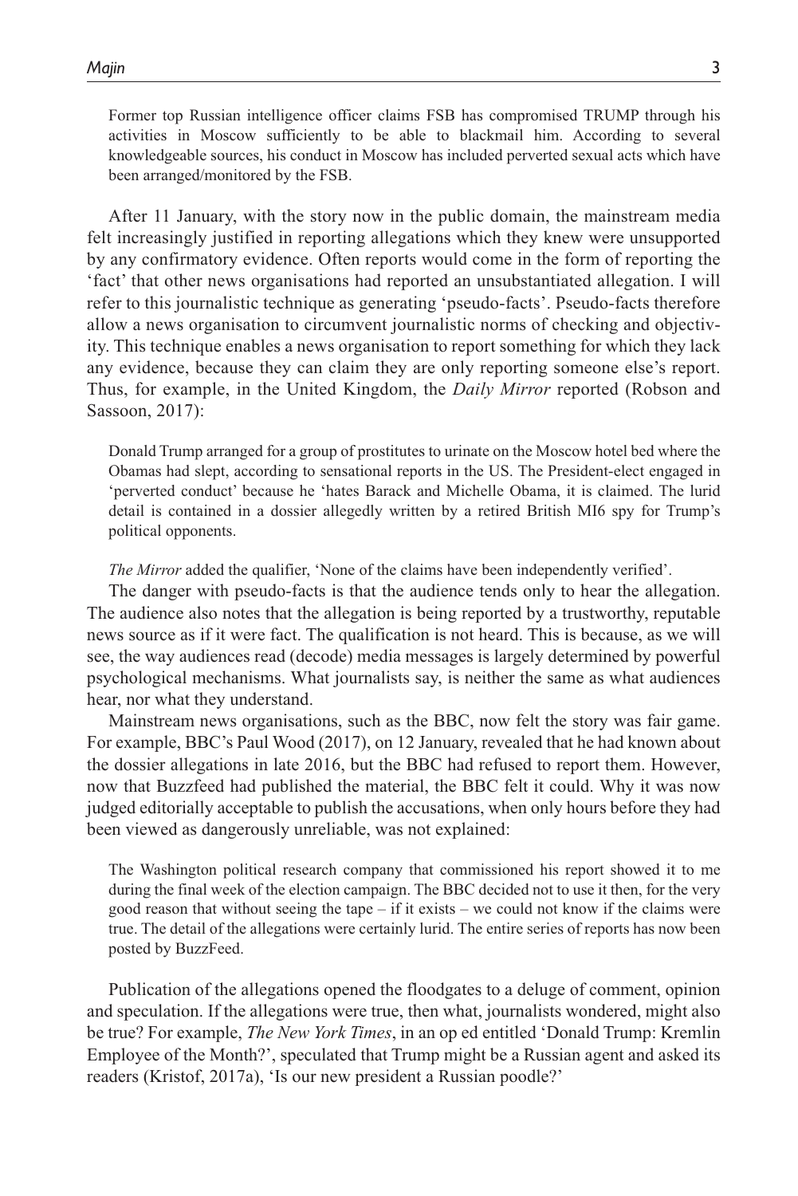> Former top Russian intelligence officer claims FSB has compromised TRUMP through his activities in Moscow sufficiently to be able to blackmail him. According to several knowledgeable sources, his conduct in Moscow has included perverted sexual acts which have been arranged/monitored by the FSB.

After 11 January, with the story now in the public domain, the mainstream media felt increasingly justified in reporting allegations which they knew were unsupported by any confirmatory evidence. Often reports would come in the form of reporting the 'fact' that other news organisations had reported an unsubstantiated allegation. I will refer to this journalistic technique as generating 'pseudo-facts'. Pseudo-facts therefore allow a news organisation to circumvent journalistic norms of checking and objectivity. This technique enables a news organisation to report something for which they lack any evidence, because they can claim they are only reporting someone else's report. Thus, for example, in the United Kingdom, the *Daily Mirror* reported (Robson and Sassoon, 2017):

> Donald Trump arranged for a group of prostitutes to urinate on the Moscow hotel bed where the Obamas had slept, according to sensational reports in the US. The President-elect engaged in 'perverted conduct' because he 'hates Barack and Michelle Obama, it is claimed. The lurid detail is contained in a dossier allegedly written by a retired British MI6 spy for Trump's political opponents.

*The Mirror* added the qualifier, 'None of the claims have been independently verified'.

The danger with pseudo-facts is that the audience tends only to hear the allegation. The audience also notes that the allegation is being reported by a trustworthy, reputable news source as if it were fact. The qualification is not heard. This is because, as we will see, the way audiences read (decode) media messages is largely determined by powerful psychological mechanisms. What journalists say, is neither the same as what audiences hear, nor what they understand.

Mainstream news organisations, such as the BBC, now felt the story was fair game. For example, BBC's Paul Wood (2017), on 12 January, revealed that he had known about the dossier allegations in late 2016, but the BBC had refused to report them. However, now that Buzzfeed had published the material, the BBC felt it could. Why it was now judged editorially acceptable to publish the accusations, when only hours before they had been viewed as dangerously unreliable, was not explained:

> The Washington political research company that commissioned his report showed it to me during the final week of the election campaign. The BBC decided not to use it then, for the very good reason that without seeing the tape – if it exists – we could not know if the claims were true. The detail of the allegations were certainly lurid. The entire series of reports has now been posted by BuzzFeed.

Publication of the allegations opened the floodgates to a deluge of comment, opinion and speculation. If the allegations were true, then what, journalists wondered, might also be true? For example, *The New York Times*, in an op ed entitled 'Donald Trump: Kremlin Employee of the Month?', speculated that Trump might be a Russian agent and asked its readers (Kristof, 2017a), 'Is our new president a Russian poodle?'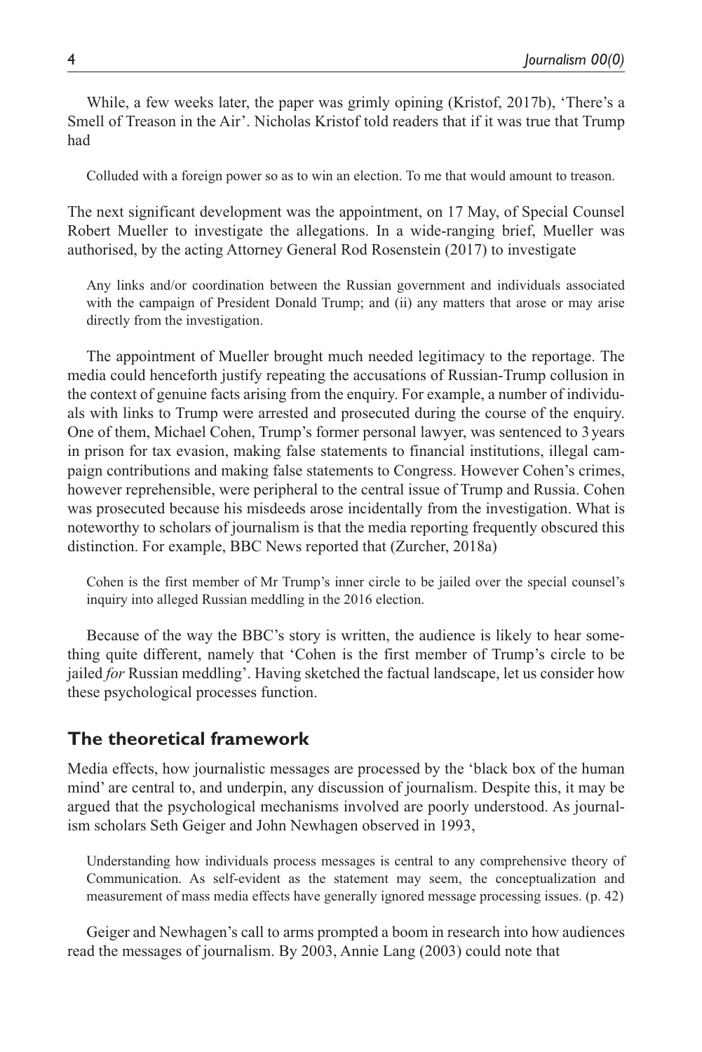While, a few weeks later, the paper was grimly opining (Kristof, 2017b), 'There's a Smell of Treason in the Air'. Nicholas Kristof told readers that if it was true that Trump had

> Colluded with a foreign power so as to win an election. To me that would amount to treason.

The next significant development was the appointment, on 17 May, of Special Counsel Robert Mueller to investigate the allegations. In a wide-ranging brief, Mueller was authorised, by the acting Attorney General Rod Rosenstein (2017) to investigate

> Any links and/or coordination between the Russian government and individuals associated with the campaign of President Donald Trump; and (ii) any matters that arose or may arise directly from the investigation.

The appointment of Mueller brought much needed legitimacy to the reportage. The media could henceforth justify repeating the accusations of Russian-Trump collusion in the context of genuine facts arising from the enquiry. For example, a number of individuals with links to Trump were arrested and prosecuted during the course of the enquiry. One of them, Michael Cohen, Trump's former personal lawyer, was sentenced to 3 years in prison for tax evasion, making false statements to financial institutions, illegal campaign contributions and making false statements to Congress. However Cohen's crimes, however reprehensible, were peripheral to the central issue of Trump and Russia. Cohen was prosecuted because his misdeeds arose incidentally from the investigation. What is noteworthy to scholars of journalism is that the media reporting frequently obscured this distinction. For example, BBC News reported that (Zurcher, 2018a)

> Cohen is the first member of Mr Trump's inner circle to be jailed over the special counsel's inquiry into alleged Russian meddling in the 2016 election.

Because of the way the BBC's story is written, the audience is likely to hear something quite different, namely that 'Cohen is the first member of Trump's circle to be jailed *for* Russian meddling'. Having sketched the factual landscape, let us consider how these psychological processes function.

## The theoretical framework

Media effects, how journalistic messages are processed by the 'black box of the human mind' are central to, and underpin, any discussion of journalism. Despite this, it may be argued that the psychological mechanisms involved are poorly understood. As journalism scholars Seth Geiger and John Newhagen observed in 1993,

> Understanding how individuals process messages is central to any comprehensive theory of Communication. As self-evident as the statement may seem, the conceptualization and measurement of mass media effects have generally ignored message processing issues. (p. 42)

Geiger and Newhagen's call to arms prompted a boom in research into how audiences read the messages of journalism. By 2003, Annie Lang (2003) could note that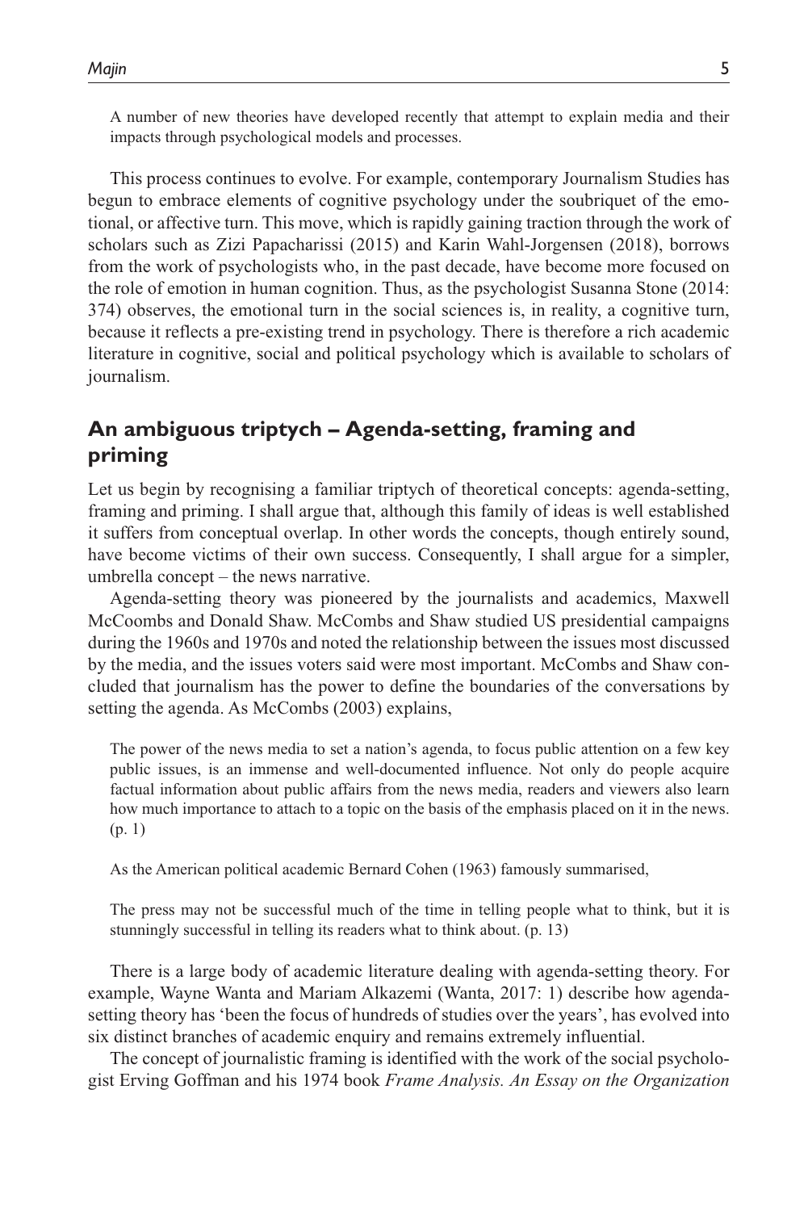A number of new theories have developed recently that attempt to explain media and their impacts through psychological models and processes.

This process continues to evolve. For example, contemporary Journalism Studies has begun to embrace elements of cognitive psychology under the soubriquet of the emotional, or affective turn. This move, which is rapidly gaining traction through the work of scholars such as Zizi Papacharissi (2015) and Karin Wahl-Jorgensen (2018), borrows from the work of psychologists who, in the past decade, have become more focused on the role of emotion in human cognition. Thus, as the psychologist Susanna Stone (2014: 374) observes, the emotional turn in the social sciences is, in reality, a cognitive turn, because it reflects a pre-existing trend in psychology. There is therefore a rich academic literature in cognitive, social and political psychology which is available to scholars of journalism.

## An ambiguous triptych – Agenda-setting, framing and priming

Let us begin by recognising a familiar triptych of theoretical concepts: agenda-setting, framing and priming. I shall argue that, although this family of ideas is well established it suffers from conceptual overlap. In other words the concepts, though entirely sound, have become victims of their own success. Consequently, I shall argue for a simpler, umbrella concept – the news narrative.

Agenda-setting theory was pioneered by the journalists and academics, Maxwell McCoombs and Donald Shaw. McCombs and Shaw studied US presidential campaigns during the 1960s and 1970s and noted the relationship between the issues most discussed by the media, and the issues voters said were most important. McCombs and Shaw concluded that journalism has the power to define the boundaries of the conversations by setting the agenda. As McCombs (2003) explains,

> The power of the news media to set a nation's agenda, to focus public attention on a few key public issues, is an immense and well-documented influence. Not only do people acquire factual information about public affairs from the news media, readers and viewers also learn how much importance to attach to a topic on the basis of the emphasis placed on it in the news. (p. 1)

As the American political academic Bernard Cohen (1963) famously summarised,

> The press may not be successful much of the time in telling people what to think, but it is stunningly successful in telling its readers what to think about. (p. 13)

There is a large body of academic literature dealing with agenda-setting theory. For example, Wayne Wanta and Mariam Alkazemi (Wanta, 2017: 1) describe how agenda-setting theory has 'been the focus of hundreds of studies over the years', has evolved into six distinct branches of academic enquiry and remains extremely influential.

The concept of journalistic framing is identified with the work of the social psychologist Erving Goffman and his 1974 book *Frame Analysis. An Essay on the Organization*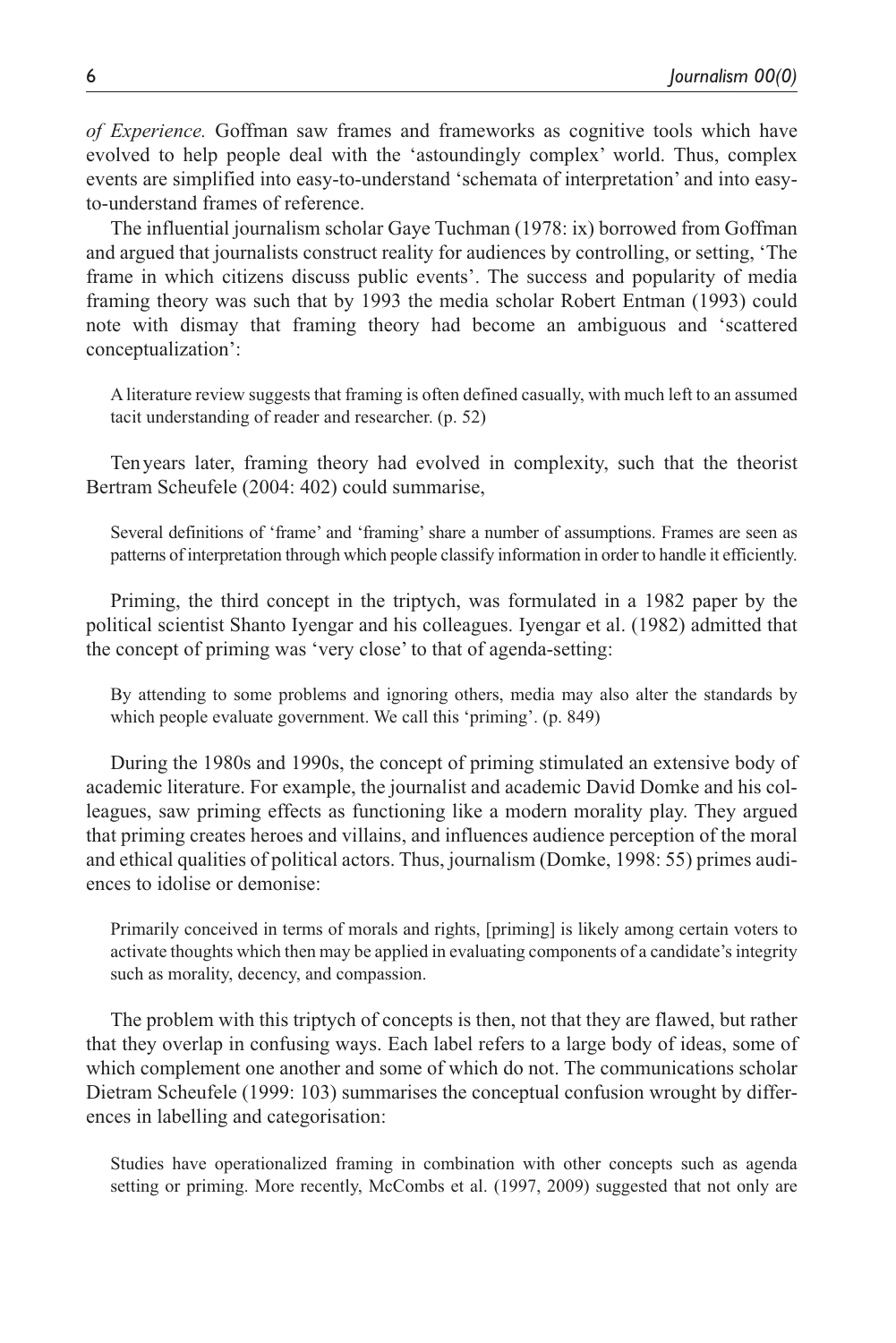*of Experience.* Goffman saw frames and frameworks as cognitive tools which have evolved to help people deal with the 'astoundingly complex' world. Thus, complex events are simplified into easy-to-understand 'schemata of interpretation' and into easy-to-understand frames of reference.

The influential journalism scholar Gaye Tuchman (1978: ix) borrowed from Goffman and argued that journalists construct reality for audiences by controlling, or setting, 'The frame in which citizens discuss public events'. The success and popularity of media framing theory was such that by 1993 the media scholar Robert Entman (1993) could note with dismay that framing theory had become an ambiguous and 'scattered conceptualization':

> A literature review suggests that framing is often defined casually, with much left to an assumed tacit understanding of reader and researcher. (p. 52)

Ten years later, framing theory had evolved in complexity, such that the theorist Bertram Scheufele (2004: 402) could summarise,

> Several definitions of 'frame' and 'framing' share a number of assumptions. Frames are seen as patterns of interpretation through which people classify information in order to handle it efficiently.

Priming, the third concept in the triptych, was formulated in a 1982 paper by the political scientist Shanto Iyengar and his colleagues. Iyengar et al. (1982) admitted that the concept of priming was 'very close' to that of agenda-setting:

> By attending to some problems and ignoring others, media may also alter the standards by which people evaluate government. We call this 'priming'. (p. 849)

During the 1980s and 1990s, the concept of priming stimulated an extensive body of academic literature. For example, the journalist and academic David Domke and his colleagues, saw priming effects as functioning like a modern morality play. They argued that priming creates heroes and villains, and influences audience perception of the moral and ethical qualities of political actors. Thus, journalism (Domke, 1998: 55) primes audiences to idolise or demonise:

> Primarily conceived in terms of morals and rights, [priming] is likely among certain voters to activate thoughts which then may be applied in evaluating components of a candidate's integrity such as morality, decency, and compassion.

The problem with this triptych of concepts is then, not that they are flawed, but rather that they overlap in confusing ways. Each label refers to a large body of ideas, some of which complement one another and some of which do not. The communications scholar Dietram Scheufele (1999: 103) summarises the conceptual confusion wrought by differences in labelling and categorisation:

> Studies have operationalized framing in combination with other concepts such as agenda setting or priming. More recently, McCombs et al. (1997, 2009) suggested that not only are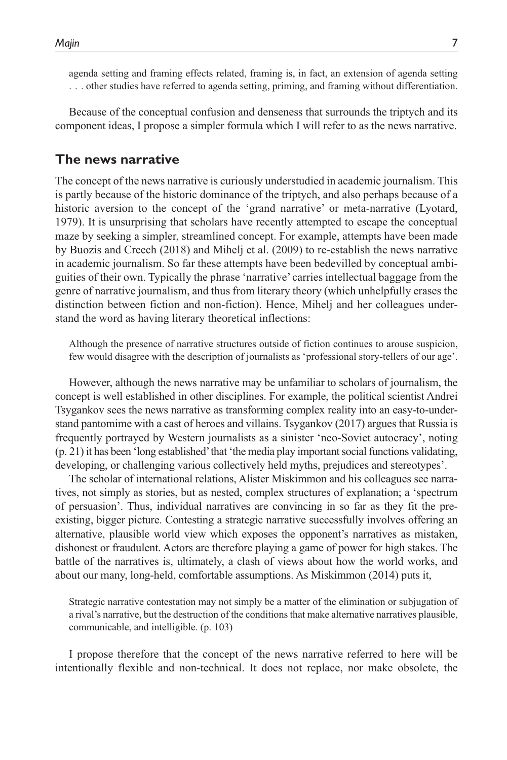agenda setting and framing effects related, framing is, in fact, an extension of agenda setting . . . other studies have referred to agenda setting, priming, and framing without differentiation.

Because of the conceptual confusion and denseness that surrounds the triptych and its component ideas, I propose a simpler formula which I will refer to as the news narrative.

## The news narrative

The concept of the news narrative is curiously understudied in academic journalism. This is partly because of the historic dominance of the triptych, and also perhaps because of a historic aversion to the concept of the 'grand narrative' or meta-narrative (Lyotard, 1979). It is unsurprising that scholars have recently attempted to escape the conceptual maze by seeking a simpler, streamlined concept. For example, attempts have been made by Buozis and Creech (2018) and Mihelj et al. (2009) to re-establish the news narrative in academic journalism. So far these attempts have been bedevilled by conceptual ambiguities of their own. Typically the phrase 'narrative' carries intellectual baggage from the genre of narrative journalism, and thus from literary theory (which unhelpfully erases the distinction between fiction and non-fiction). Hence, Mihelj and her colleagues understand the word as having literary theoretical inflections:

> Although the presence of narrative structures outside of fiction continues to arouse suspicion, few would disagree with the description of journalists as 'professional story-tellers of our age'.

However, although the news narrative may be unfamiliar to scholars of journalism, the concept is well established in other disciplines. For example, the political scientist Andrei Tsygankov sees the news narrative as transforming complex reality into an easy-to-understand pantomime with a cast of heroes and villains. Tsygankov (2017) argues that Russia is frequently portrayed by Western journalists as a sinister 'neo-Soviet autocracy', noting (p. 21) it has been 'long established' that 'the media play important social functions validating, developing, or challenging various collectively held myths, prejudices and stereotypes'.

The scholar of international relations, Alister Miskimmon and his colleagues see narratives, not simply as stories, but as nested, complex structures of explanation; a 'spectrum of persuasion'. Thus, individual narratives are convincing in so far as they fit the pre-existing, bigger picture. Contesting a strategic narrative successfully involves offering an alternative, plausible world view which exposes the opponent's narratives as mistaken, dishonest or fraudulent. Actors are therefore playing a game of power for high stakes. The battle of the narratives is, ultimately, a clash of views about how the world works, and about our many, long-held, comfortable assumptions. As Miskimmon (2014) puts it,

> Strategic narrative contestation may not simply be a matter of the elimination or subjugation of a rival's narrative, but the destruction of the conditions that make alternative narratives plausible, communicable, and intelligible. (p. 103)

I propose therefore that the concept of the news narrative referred to here will be intentionally flexible and non-technical. It does not replace, nor make obsolete, the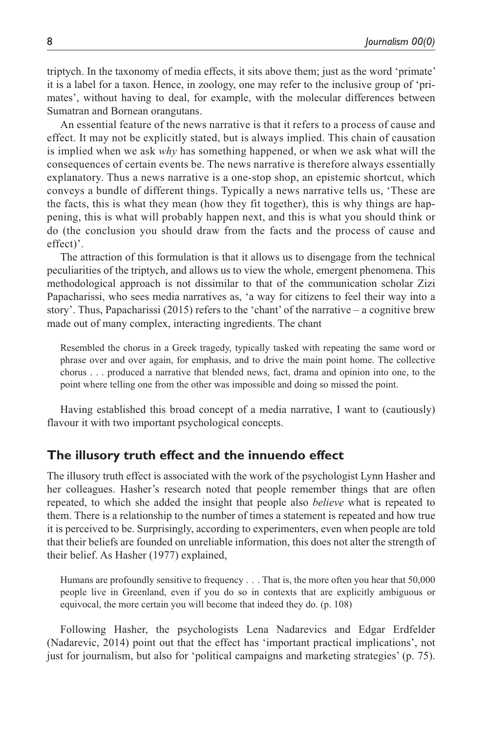triptych. In the taxonomy of media effects, it sits above them; just as the word 'primate' it is a label for a taxon. Hence, in zoology, one may refer to the inclusive group of 'primates', without having to deal, for example, with the molecular differences between Sumatran and Bornean orangutans.

An essential feature of the news narrative is that it refers to a process of cause and effect. It may not be explicitly stated, but is always implied. This chain of causation is implied when we ask *why* has something happened, or when we ask what will the consequences of certain events be. The news narrative is therefore always essentially explanatory. Thus a news narrative is a one-stop shop, an epistemic shortcut, which conveys a bundle of different things. Typically a news narrative tells us, 'These are the facts, this is what they mean (how they fit together), this is why things are happening, this is what will probably happen next, and this is what you should think or do (the conclusion you should draw from the facts and the process of cause and effect)'.

The attraction of this formulation is that it allows us to disengage from the technical peculiarities of the triptych, and allows us to view the whole, emergent phenomena. This methodological approach is not dissimilar to that of the communication scholar Zizi Papacharissi, who sees media narratives as, 'a way for citizens to feel their way into a story'. Thus, Papacharissi (2015) refers to the 'chant' of the narrative – a cognitive brew made out of many complex, interacting ingredients. The chant

> Resembled the chorus in a Greek tragedy, typically tasked with repeating the same word or phrase over and over again, for emphasis, and to drive the main point home. The collective chorus . . . produced a narrative that blended news, fact, drama and opinion into one, to the point where telling one from the other was impossible and doing so missed the point.

Having established this broad concept of a media narrative, I want to (cautiously) flavour it with two important psychological concepts.

## The illusory truth effect and the innuendo effect

The illusory truth effect is associated with the work of the psychologist Lynn Hasher and her colleagues. Hasher's research noted that people remember things that are often repeated, to which she added the insight that people also *believe* what is repeated to them. There is a relationship to the number of times a statement is repeated and how true it is perceived to be. Surprisingly, according to experimenters, even when people are told that their beliefs are founded on unreliable information, this does not alter the strength of their belief. As Hasher (1977) explained,

> Humans are profoundly sensitive to frequency . . . That is, the more often you hear that 50,000 people live in Greenland, even if you do so in contexts that are explicitly ambiguous or equivocal, the more certain you will become that indeed they do. (p. 108)

Following Hasher, the psychologists Lena Nadarevics and Edgar Erdfelder (Nadarevic, 2014) point out that the effect has 'important practical implications', not just for journalism, but also for 'political campaigns and marketing strategies' (p. 75).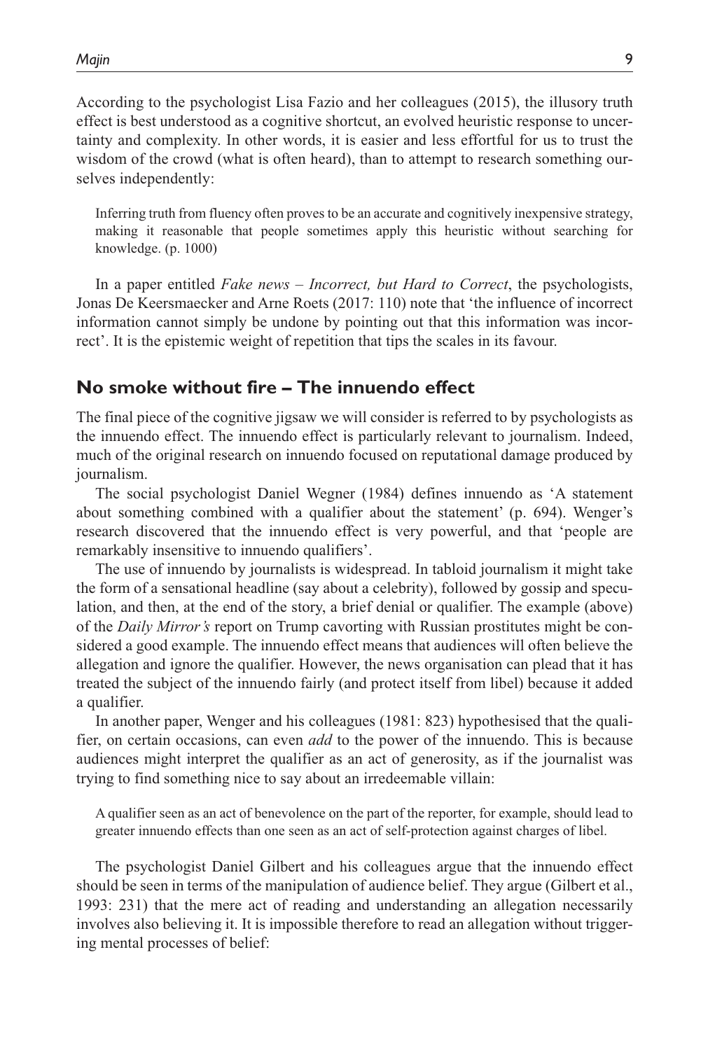According to the psychologist Lisa Fazio and her colleagues (2015), the illusory truth effect is best understood as a cognitive shortcut, an evolved heuristic response to uncertainty and complexity. In other words, it is easier and less effortful for us to trust the wisdom of the crowd (what is often heard), than to attempt to research something ourselves independently:

> Inferring truth from fluency often proves to be an accurate and cognitively inexpensive strategy, making it reasonable that people sometimes apply this heuristic without searching for knowledge. (p. 1000)

In a paper entitled *Fake news – Incorrect, but Hard to Correct*, the psychologists, Jonas De Keersmaecker and Arne Roets (2017: 110) note that 'the influence of incorrect information cannot simply be undone by pointing out that this information was incorrect'. It is the epistemic weight of repetition that tips the scales in its favour.

## No smoke without fire – The innuendo effect

The final piece of the cognitive jigsaw we will consider is referred to by psychologists as the innuendo effect. The innuendo effect is particularly relevant to journalism. Indeed, much of the original research on innuendo focused on reputational damage produced by journalism.

The social psychologist Daniel Wegner (1984) defines innuendo as 'A statement about something combined with a qualifier about the statement' (p. 694). Wenger's research discovered that the innuendo effect is very powerful, and that 'people are remarkably insensitive to innuendo qualifiers'.

The use of innuendo by journalists is widespread. In tabloid journalism it might take the form of a sensational headline (say about a celebrity), followed by gossip and speculation, and then, at the end of the story, a brief denial or qualifier. The example (above) of the *Daily Mirror's* report on Trump cavorting with Russian prostitutes might be considered a good example. The innuendo effect means that audiences will often believe the allegation and ignore the qualifier. However, the news organisation can plead that it has treated the subject of the innuendo fairly (and protect itself from libel) because it added a qualifier.

In another paper, Wenger and his colleagues (1981: 823) hypothesised that the qualifier, on certain occasions, can even *add* to the power of the innuendo. This is because audiences might interpret the qualifier as an act of generosity, as if the journalist was trying to find something nice to say about an irredeemable villain:

> A qualifier seen as an act of benevolence on the part of the reporter, for example, should lead to greater innuendo effects than one seen as an act of self-protection against charges of libel.

The psychologist Daniel Gilbert and his colleagues argue that the innuendo effect should be seen in terms of the manipulation of audience belief. They argue (Gilbert et al., 1993: 231) that the mere act of reading and understanding an allegation necessarily involves also believing it. It is impossible therefore to read an allegation without triggering mental processes of belief: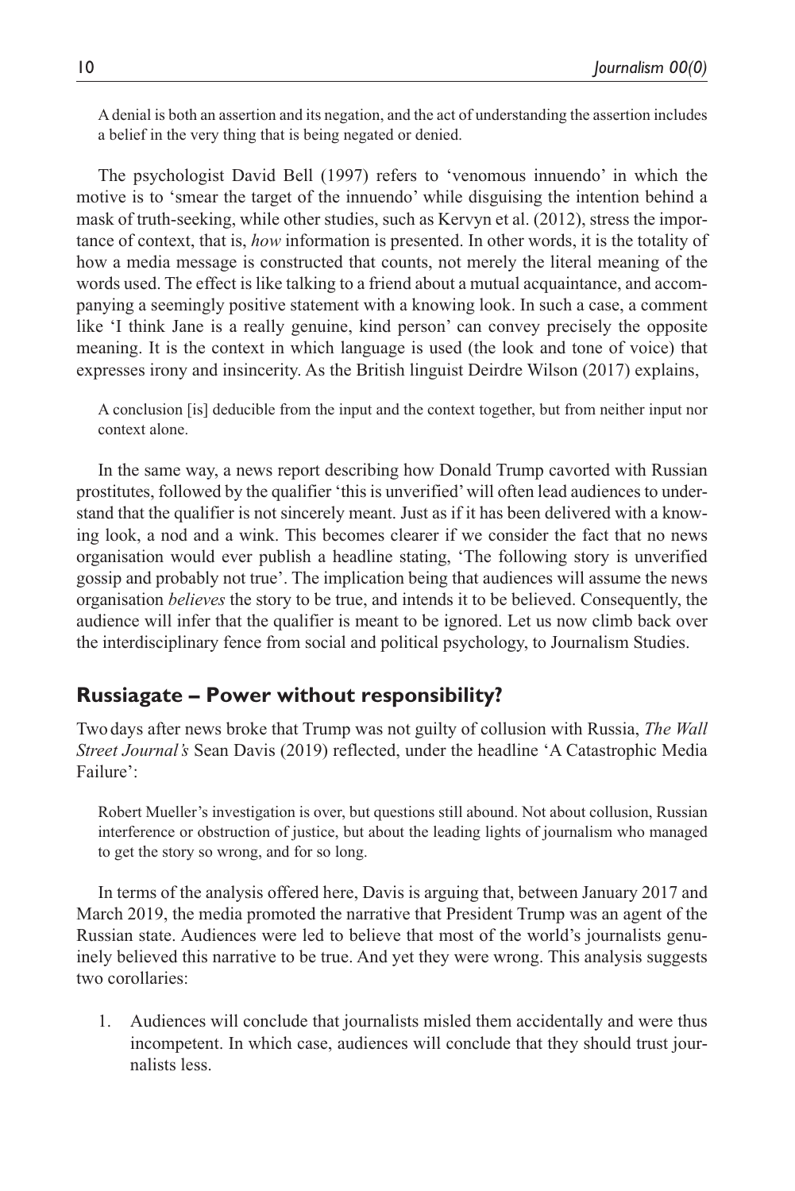A denial is both an assertion and its negation, and the act of understanding the assertion includes a belief in the very thing that is being negated or denied.

The psychologist David Bell (1997) refers to 'venomous innuendo' in which the motive is to 'smear the target of the innuendo' while disguising the intention behind a mask of truth-seeking, while other studies, such as Kervyn et al. (2012), stress the importance of context, that is, *how* information is presented. In other words, it is the totality of how a media message is constructed that counts, not merely the literal meaning of the words used. The effect is like talking to a friend about a mutual acquaintance, and accompanying a seemingly positive statement with a knowing look. In such a case, a comment like 'I think Jane is a really genuine, kind person' can convey precisely the opposite meaning. It is the context in which language is used (the look and tone of voice) that expresses irony and insincerity. As the British linguist Deirdre Wilson (2017) explains,

> A conclusion [is] deducible from the input and the context together, but from neither input nor context alone.

In the same way, a news report describing how Donald Trump cavorted with Russian prostitutes, followed by the qualifier 'this is unverified' will often lead audiences to understand that the qualifier is not sincerely meant. Just as if it has been delivered with a knowing look, a nod and a wink. This becomes clearer if we consider the fact that no news organisation would ever publish a headline stating, 'The following story is unverified gossip and probably not true'. The implication being that audiences will assume the news organisation *believes* the story to be true, and intends it to be believed. Consequently, the audience will infer that the qualifier is meant to be ignored. Let us now climb back over the interdisciplinary fence from social and political psychology, to Journalism Studies.

## Russiagate – Power without responsibility?

Two days after news broke that Trump was not guilty of collusion with Russia, *The Wall Street Journal's* Sean Davis (2019) reflected, under the headline 'A Catastrophic Media Failure':

> Robert Mueller's investigation is over, but questions still abound. Not about collusion, Russian interference or obstruction of justice, but about the leading lights of journalism who managed to get the story so wrong, and for so long.

In terms of the analysis offered here, Davis is arguing that, between January 2017 and March 2019, the media promoted the narrative that President Trump was an agent of the Russian state. Audiences were led to believe that most of the world's journalists genuinely believed this narrative to be true. And yet they were wrong. This analysis suggests two corollaries:

1. Audiences will conclude that journalists misled them accidentally and were thus incompetent. In which case, audiences will conclude that they should trust journalists less.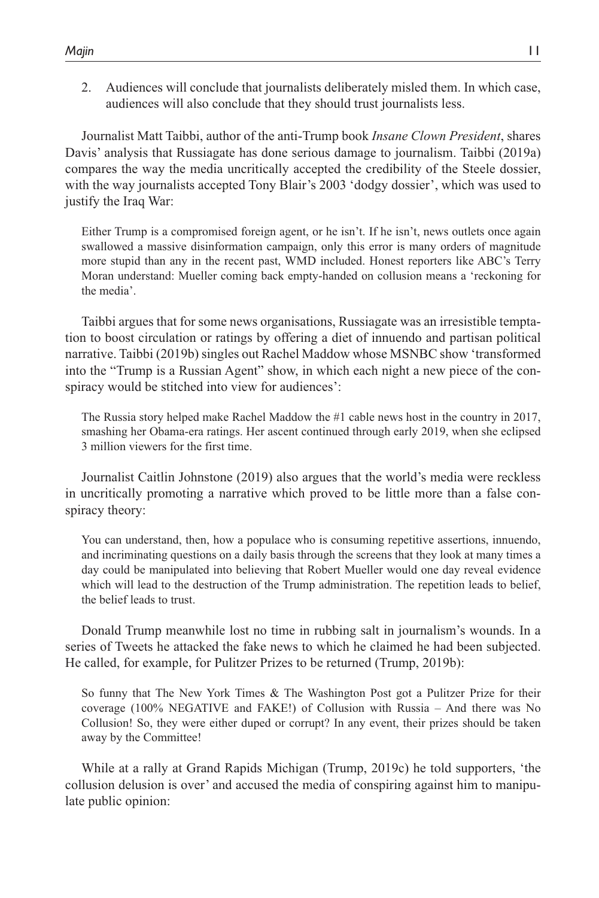2. Audiences will conclude that journalists deliberately misled them. In which case, audiences will also conclude that they should trust journalists less.

Journalist Matt Taibbi, author of the anti-Trump book *Insane Clown President*, shares Davis' analysis that Russiagate has done serious damage to journalism. Taibbi (2019a) compares the way the media uncritically accepted the credibility of the Steele dossier, with the way journalists accepted Tony Blair's 2003 'dodgy dossier', which was used to justify the Iraq War:

> Either Trump is a compromised foreign agent, or he isn't. If he isn't, news outlets once again swallowed a massive disinformation campaign, only this error is many orders of magnitude more stupid than any in the recent past, WMD included. Honest reporters like ABC's Terry Moran understand: Mueller coming back empty-handed on collusion means a 'reckoning for the media'.

Taibbi argues that for some news organisations, Russiagate was an irresistible temptation to boost circulation or ratings by offering a diet of innuendo and partisan political narrative. Taibbi (2019b) singles out Rachel Maddow whose MSNBC show 'transformed into the "Trump is a Russian Agent" show, in which each night a new piece of the conspiracy would be stitched into view for audiences':

> The Russia story helped make Rachel Maddow the #1 cable news host in the country in 2017, smashing her Obama-era ratings. Her ascent continued through early 2019, when she eclipsed 3 million viewers for the first time.

Journalist Caitlin Johnstone (2019) also argues that the world's media were reckless in uncritically promoting a narrative which proved to be little more than a false conspiracy theory:

> You can understand, then, how a populace who is consuming repetitive assertions, innuendo, and incriminating questions on a daily basis through the screens that they look at many times a day could be manipulated into believing that Robert Mueller would one day reveal evidence which will lead to the destruction of the Trump administration. The repetition leads to belief, the belief leads to trust.

Donald Trump meanwhile lost no time in rubbing salt in journalism's wounds. In a series of Tweets he attacked the fake news to which he claimed he had been subjected. He called, for example, for Pulitzer Prizes to be returned (Trump, 2019b):

> So funny that The New York Times & The Washington Post got a Pulitzer Prize for their coverage (100% NEGATIVE and FAKE!) of Collusion with Russia – And there was No Collusion! So, they were either duped or corrupt? In any event, their prizes should be taken away by the Committee!

While at a rally at Grand Rapids Michigan (Trump, 2019c) he told supporters, 'the collusion delusion is over' and accused the media of conspiring against him to manipulate public opinion: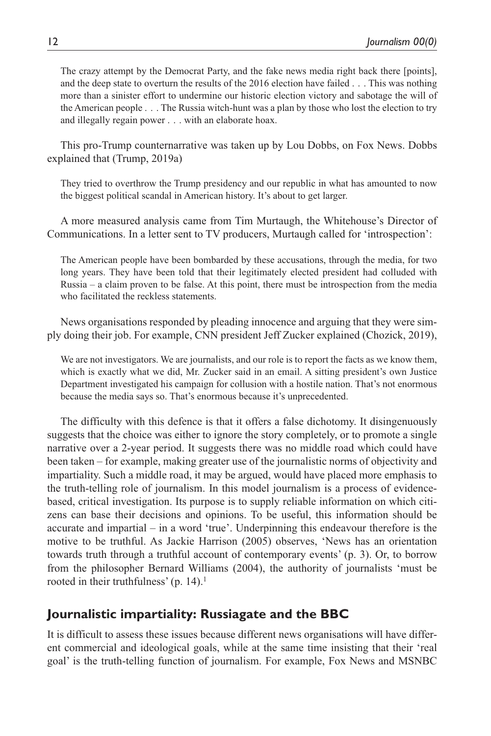> The crazy attempt by the Democrat Party, and the fake news media right back there [points], and the deep state to overturn the results of the 2016 election have failed . . . This was nothing more than a sinister effort to undermine our historic election victory and sabotage the will of the American people . . . The Russia witch-hunt was a plan by those who lost the election to try and illegally regain power . . . with an elaborate hoax.

This pro-Trump counternarrative was taken up by Lou Dobbs, on Fox News. Dobbs explained that (Trump, 2019a)

> They tried to overthrow the Trump presidency and our republic in what has amounted to now the biggest political scandal in American history. It's about to get larger.

A more measured analysis came from Tim Murtaugh, the Whitehouse's Director of Communications. In a letter sent to TV producers, Murtaugh called for 'introspection':

> The American people have been bombarded by these accusations, through the media, for two long years. They have been told that their legitimately elected president had colluded with Russia – a claim proven to be false. At this point, there must be introspection from the media who facilitated the reckless statements.

News organisations responded by pleading innocence and arguing that they were simply doing their job. For example, CNN president Jeff Zucker explained (Chozick, 2019),

> We are not investigators. We are journalists, and our role is to report the facts as we know them, which is exactly what we did, Mr. Zucker said in an email. A sitting president's own Justice Department investigated his campaign for collusion with a hostile nation. That's not enormous because the media says so. That's enormous because it's unprecedented.

The difficulty with this defence is that it offers a false dichotomy. It disingenuously suggests that the choice was either to ignore the story completely, or to promote a single narrative over a 2-year period. It suggests there was no middle road which could have been taken – for example, making greater use of the journalistic norms of objectivity and impartiality. Such a middle road, it may be argued, would have placed more emphasis to the truth-telling role of journalism. In this model journalism is a process of evidence-based, critical investigation. Its purpose is to supply reliable information on which citizens can base their decisions and opinions. To be useful, this information should be accurate and impartial – in a word 'true'. Underpinning this endeavour therefore is the motive to be truthful. As Jackie Harrison (2005) observes, 'News has an orientation towards truth through a truthful account of contemporary events' (p. 3). Or, to borrow from the philosopher Bernard Williams (2004), the authority of journalists 'must be rooted in their truthfulness' (p. 14).[1]

## Journalistic impartiality: Russiagate and the BBC

It is difficult to assess these issues because different news organisations will have different commercial and ideological goals, while at the same time insisting that their 'real goal' is the truth-telling function of journalism. For example, Fox News and MSNBC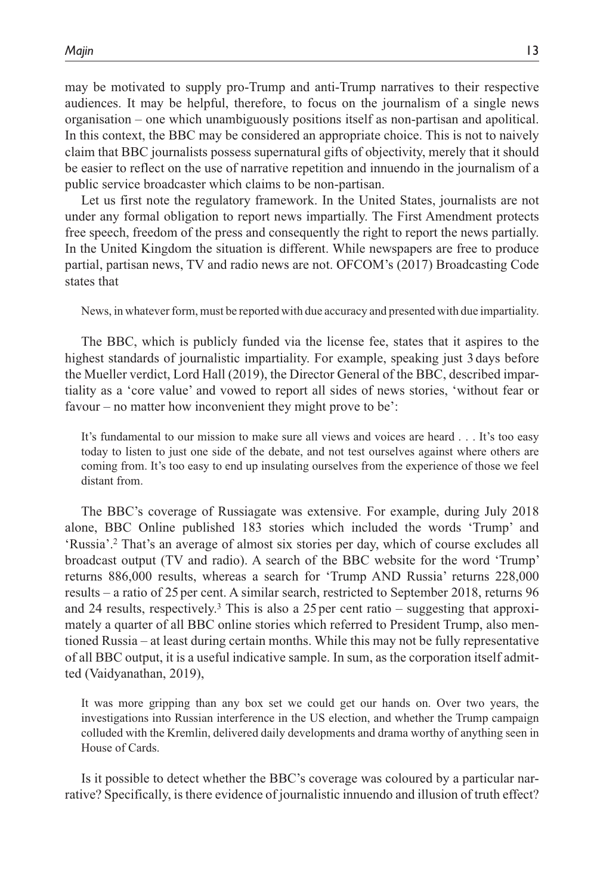may be motivated to supply pro-Trump and anti-Trump narratives to their respective audiences. It may be helpful, therefore, to focus on the journalism of a single news organisation – one which unambiguously positions itself as non-partisan and apolitical. In this context, the BBC may be considered an appropriate choice. This is not to naively claim that BBC journalists possess supernatural gifts of objectivity, merely that it should be easier to reflect on the use of narrative repetition and innuendo in the journalism of a public service broadcaster which claims to be non-partisan.

Let us first note the regulatory framework. In the United States, journalists are not under any formal obligation to report news impartially. The First Amendment protects free speech, freedom of the press and consequently the right to report the news partially. In the United Kingdom the situation is different. While newspapers are free to produce partial, partisan news, TV and radio news are not. OFCOM's (2017) Broadcasting Code states that

> News, in whatever form, must be reported with due accuracy and presented with due impartiality.

The BBC, which is publicly funded via the license fee, states that it aspires to the highest standards of journalistic impartiality. For example, speaking just 3 days before the Mueller verdict, Lord Hall (2019), the Director General of the BBC, described impartiality as a 'core value' and vowed to report all sides of news stories, 'without fear or favour – no matter how inconvenient they might prove to be':

> It's fundamental to our mission to make sure all views and voices are heard . . . It's too easy today to listen to just one side of the debate, and not test ourselves against where others are coming from. It's too easy to end up insulating ourselves from the experience of those we feel distant from.

The BBC's coverage of Russiagate was extensive. For example, during July 2018 alone, BBC Online published 183 stories which included the words 'Trump' and 'Russia'.[2] That's an average of almost six stories per day, which of course excludes all broadcast output (TV and radio). A search of the BBC website for the word 'Trump' returns 886,000 results, whereas a search for 'Trump AND Russia' returns 228,000 results – a ratio of 25 per cent. A similar search, restricted to September 2018, returns 96 and 24 results, respectively.[3] This is also a 25 per cent ratio – suggesting that approximately a quarter of all BBC online stories which referred to President Trump, also mentioned Russia – at least during certain months. While this may not be fully representative of all BBC output, it is a useful indicative sample. In sum, as the corporation itself admitted (Vaidyanathan, 2019),

> It was more gripping than any box set we could get our hands on. Over two years, the investigations into Russian interference in the US election, and whether the Trump campaign colluded with the Kremlin, delivered daily developments and drama worthy of anything seen in House of Cards.

Is it possible to detect whether the BBC's coverage was coloured by a particular narrative? Specifically, is there evidence of journalistic innuendo and illusion of truth effect?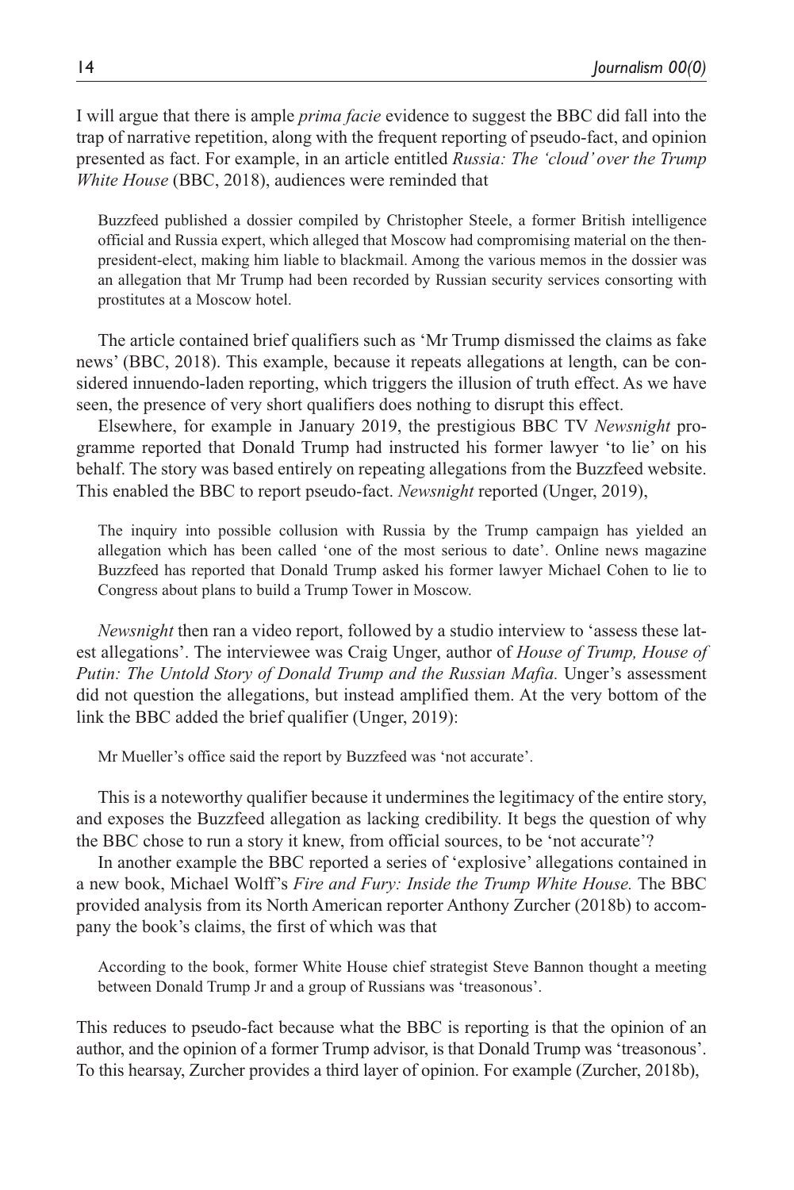I will argue that there is ample *prima facie* evidence to suggest the BBC did fall into the trap of narrative repetition, along with the frequent reporting of pseudo-fact, and opinion presented as fact. For example, in an article entitled *Russia: The 'cloud' over the Trump White House* (BBC, 2018), audiences were reminded that

> Buzzfeed published a dossier compiled by Christopher Steele, a former British intelligence official and Russia expert, which alleged that Moscow had compromising material on the then-president-elect, making him liable to blackmail. Among the various memos in the dossier was an allegation that Mr Trump had been recorded by Russian security services consorting with prostitutes at a Moscow hotel.

The article contained brief qualifiers such as 'Mr Trump dismissed the claims as fake news' (BBC, 2018). This example, because it repeats allegations at length, can be considered innuendo-laden reporting, which triggers the illusion of truth effect. As we have seen, the presence of very short qualifiers does nothing to disrupt this effect.

Elsewhere, for example in January 2019, the prestigious BBC TV *Newsnight* programme reported that Donald Trump had instructed his former lawyer 'to lie' on his behalf. The story was based entirely on repeating allegations from the Buzzfeed website. This enabled the BBC to report pseudo-fact. *Newsnight* reported (Unger, 2019),

> The inquiry into possible collusion with Russia by the Trump campaign has yielded an allegation which has been called 'one of the most serious to date'. Online news magazine Buzzfeed has reported that Donald Trump asked his former lawyer Michael Cohen to lie to Congress about plans to build a Trump Tower in Moscow.

*Newsnight* then ran a video report, followed by a studio interview to 'assess these latest allegations'. The interviewee was Craig Unger, author of *House of Trump, House of Putin: The Untold Story of Donald Trump and the Russian Mafia.* Unger's assessment did not question the allegations, but instead amplified them. At the very bottom of the link the BBC added the brief qualifier (Unger, 2019):

> Mr Mueller's office said the report by Buzzfeed was 'not accurate'.

This is a noteworthy qualifier because it undermines the legitimacy of the entire story, and exposes the Buzzfeed allegation as lacking credibility. It begs the question of why the BBC chose to run a story it knew, from official sources, to be 'not accurate'?

In another example the BBC reported a series of 'explosive' allegations contained in a new book, Michael Wolff's *Fire and Fury: Inside the Trump White House.* The BBC provided analysis from its North American reporter Anthony Zurcher (2018b) to accompany the book's claims, the first of which was that

> According to the book, former White House chief strategist Steve Bannon thought a meeting between Donald Trump Jr and a group of Russians was 'treasonous'.

This reduces to pseudo-fact because what the BBC is reporting is that the opinion of an author, and the opinion of a former Trump advisor, is that Donald Trump was 'treasonous'. To this hearsay, Zurcher provides a third layer of opinion. For example (Zurcher, 2018b),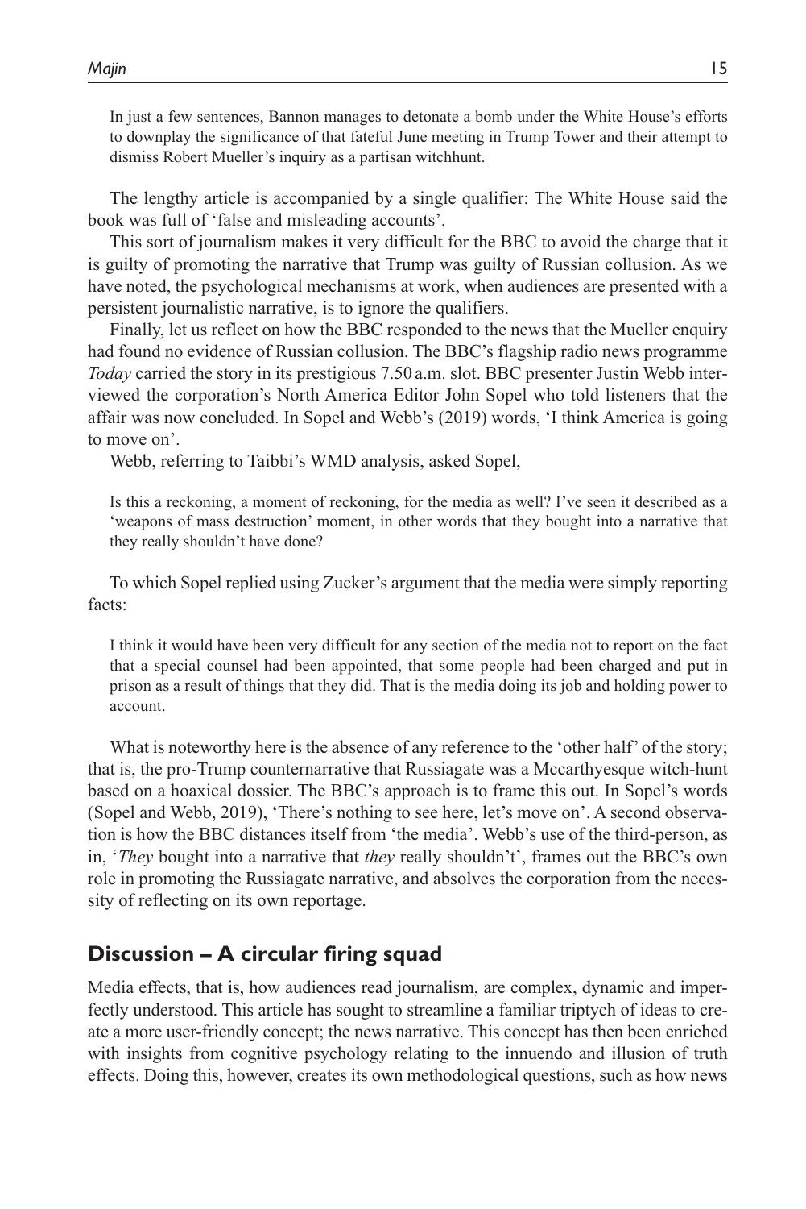> In just a few sentences, Bannon manages to detonate a bomb under the White House's efforts to downplay the significance of that fateful June meeting in Trump Tower and their attempt to dismiss Robert Mueller's inquiry as a partisan witchhunt.

The lengthy article is accompanied by a single qualifier: The White House said the book was full of 'false and misleading accounts'.

This sort of journalism makes it very difficult for the BBC to avoid the charge that it is guilty of promoting the narrative that Trump was guilty of Russian collusion. As we have noted, the psychological mechanisms at work, when audiences are presented with a persistent journalistic narrative, is to ignore the qualifiers.

Finally, let us reflect on how the BBC responded to the news that the Mueller enquiry had found no evidence of Russian collusion. The BBC's flagship radio news programme *Today* carried the story in its prestigious 7.50 a.m. slot. BBC presenter Justin Webb interviewed the corporation's North America Editor John Sopel who told listeners that the affair was now concluded. In Sopel and Webb's (2019) words, 'I think America is going to move on'.

Webb, referring to Taibbi's WMD analysis, asked Sopel,

> Is this a reckoning, a moment of reckoning, for the media as well? I've seen it described as a 'weapons of mass destruction' moment, in other words that they bought into a narrative that they really shouldn't have done?

To which Sopel replied using Zucker's argument that the media were simply reporting facts:

> I think it would have been very difficult for any section of the media not to report on the fact that a special counsel had been appointed, that some people had been charged and put in prison as a result of things that they did. That is the media doing its job and holding power to account.

What is noteworthy here is the absence of any reference to the 'other half' of the story; that is, the pro-Trump counternarrative that Russiagate was a Mccarthyesque witch-hunt based on a hoaxical dossier. The BBC's approach is to frame this out. In Sopel's words (Sopel and Webb, 2019), 'There's nothing to see here, let's move on'. A second observation is how the BBC distances itself from 'the media'. Webb's use of the third-person, as in, '*They* bought into a narrative that *they* really shouldn't', frames out the BBC's own role in promoting the Russiagate narrative, and absolves the corporation from the necessity of reflecting on its own reportage.

## Discussion – A circular firing squad

Media effects, that is, how audiences read journalism, are complex, dynamic and imperfectly understood. This article has sought to streamline a familiar triptych of ideas to create a more user-friendly concept; the news narrative. This concept has then been enriched with insights from cognitive psychology relating to the innuendo and illusion of truth effects. Doing this, however, creates its own methodological questions, such as how news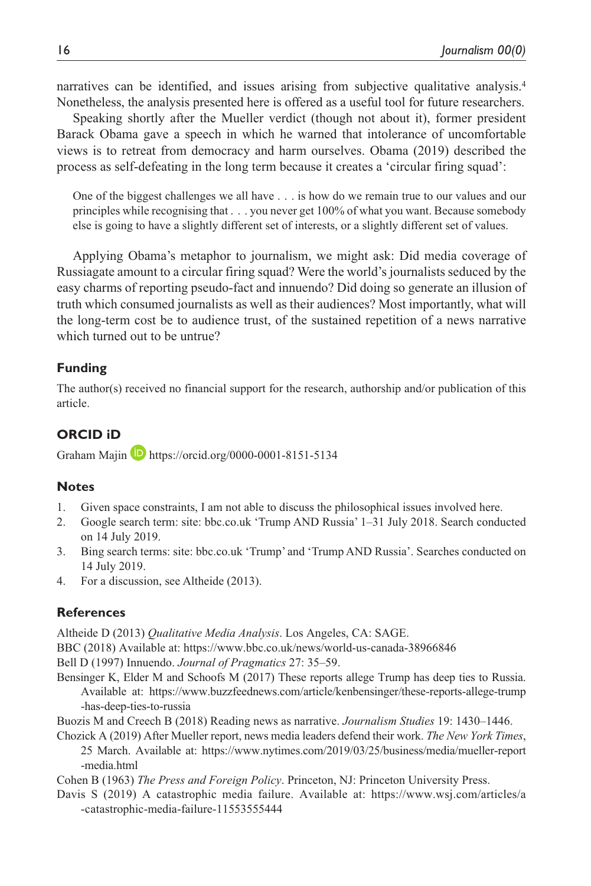narratives can be identified, and issues arising from subjective qualitative analysis.[4] Nonetheless, the analysis presented here is offered as a useful tool for future researchers.

Speaking shortly after the Mueller verdict (though not about it), former president Barack Obama gave a speech in which he warned that intolerance of uncomfortable views is to retreat from democracy and harm ourselves. Obama (2019) described the process as self-defeating in the long term because it creates a 'circular firing squad':

> One of the biggest challenges we all have . . . is how do we remain true to our values and our principles while recognising that . . . you never get 100% of what you want. Because somebody else is going to have a slightly different set of interests, or a slightly different set of values.

Applying Obama's metaphor to journalism, we might ask: Did media coverage of Russiagate amount to a circular firing squad? Were the world's journalists seduced by the easy charms of reporting pseudo-fact and innuendo? Did doing so generate an illusion of truth which consumed journalists as well as their audiences? Most importantly, what will the long-term cost be to audience trust, of the sustained repetition of a news narrative which turned out to be untrue?

## Funding

The author(s) received no financial support for the research, authorship and/or publication of this article.

## ORCID iD

Graham Majin https://orcid.org/0000-0001-8151-5134

## Notes

1. Given space constraints, I am not able to discuss the philosophical issues involved here.
2. Google search term: site: bbc.co.uk 'Trump AND Russia' 1–31 July 2018. Search conducted on 14 July 2019.
3. Bing search terms: site: bbc.co.uk 'Trump' and 'Trump AND Russia'. Searches conducted on 14 July 2019.
4. For a discussion, see Altheide (2013).

## References

Altheide D (2013) *Qualitative Media Analysis*. Los Angeles, CA: SAGE.

BBC (2018) Available at: https://www.bbc.co.uk/news/world-us-canada-38966846

Bell D (1997) Innuendo. *Journal of Pragmatics* 27: 35–59.

Bensinger K, Elder M and Schoofs M (2017) These reports allege Trump has deep ties to Russia. Available at: https://www.buzzfeednews.com/article/kenbensinger/these-reports-allege-trump-has-deep-ties-to-russia

Buozis M and Creech B (2018) Reading news as narrative. *Journalism Studies* 19: 1430–1446.

Chozick A (2019) After Mueller report, news media leaders defend their work. *The New York Times*, 25 March. Available at: https://www.nytimes.com/2019/03/25/business/media/mueller-report-media.html

Cohen B (1963) *The Press and Foreign Policy*. Princeton, NJ: Princeton University Press.

Davis S (2019) A catastrophic media failure. Available at: https://www.wsj.com/articles/a-catastrophic-media-failure-11553555444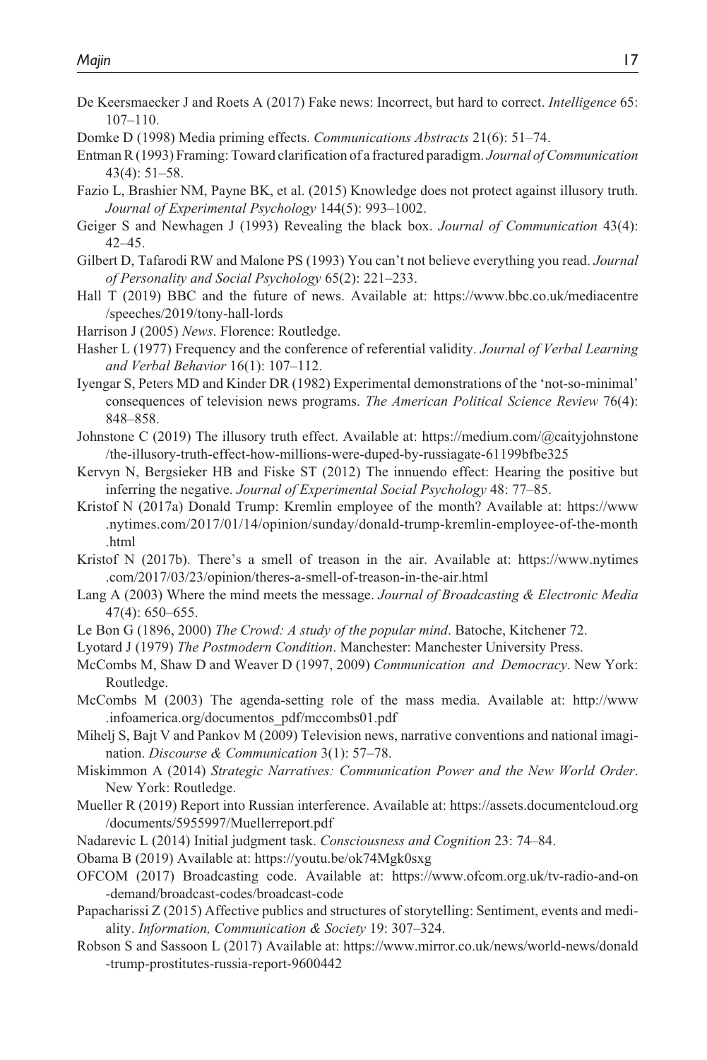De Keersmaecker J and Roets A (2017) Fake news: Incorrect, but hard to correct. *Intelligence* 65: 107–110.

Domke D (1998) Media priming effects. *Communications Abstracts* 21(6): 51–74.

Entman R (1993) Framing: Toward clarification of a fractured paradigm. *Journal of Communication* 43(4): 51–58.

Fazio L, Brashier NM, Payne BK, et al. (2015) Knowledge does not protect against illusory truth. *Journal of Experimental Psychology* 144(5): 993–1002.

Geiger S and Newhagen J (1993) Revealing the black box. *Journal of Communication* 43(4): 42–45.

Gilbert D, Tafarodi RW and Malone PS (1993) You can't not believe everything you read. *Journal of Personality and Social Psychology* 65(2): 221–233.

Hall T (2019) BBC and the future of news. Available at: https://www.bbc.co.uk/mediacentre/speeches/2019/tony-hall-lords

Harrison J (2005) *News*. Florence: Routledge.

Hasher L (1977) Frequency and the conference of referential validity. *Journal of Verbal Learning and Verbal Behavior* 16(1): 107–112.

Iyengar S, Peters MD and Kinder DR (1982) Experimental demonstrations of the 'not-so-minimal' consequences of television news programs. *The American Political Science Review* 76(4): 848–858.

Johnstone C (2019) The illusory truth effect. Available at: https://medium.com/@caityjohnstone/the-illusory-truth-effect-how-millions-were-duped-by-russiagate-61199bfbe325

Kervyn N, Bergsieker HB and Fiske ST (2012) The innuendo effect: Hearing the positive but inferring the negative. *Journal of Experimental Social Psychology* 48: 77–85.

Kristof N (2017a) Donald Trump: Kremlin employee of the month? Available at: https://www.nytimes.com/2017/01/14/opinion/sunday/donald-trump-kremlin-employee-of-the-month.html

Kristof N (2017b). There's a smell of treason in the air. Available at: https://www.nytimes.com/2017/03/23/opinion/theres-a-smell-of-treason-in-the-air.html

Lang A (2003) Where the mind meets the message. *Journal of Broadcasting & Electronic Media* 47(4): 650–655.

Le Bon G (1896, 2000) *The Crowd: A study of the popular mind*. Batoche, Kitchener 72.

Lyotard J (1979) *The Postmodern Condition*. Manchester: Manchester University Press.

McCombs M, Shaw D and Weaver D (1997, 2009) *Communication and Democracy*. New York: Routledge.

McCombs M (2003) The agenda-setting role of the mass media. Available at: http://www.infoamerica.org/documentos_pdf/mccombs01.pdf

Mihelj S, Bajt V and Pankov M (2009) Television news, narrative conventions and national imagination. *Discourse & Communication* 3(1): 57–78.

Miskimmon A (2014) *Strategic Narratives: Communication Power and the New World Order*. New York: Routledge.

Mueller R (2019) Report into Russian interference. Available at: https://assets.documentcloud.org/documents/5955997/Muellerreport.pdf

Nadarevic L (2014) Initial judgment task. *Consciousness and Cognition* 23: 74–84.

Obama B (2019) Available at: https://youtu.be/ok74Mgk0sxg

OFCOM (2017) Broadcasting code. Available at: https://www.ofcom.org.uk/tv-radio-and-on-demand/broadcast-codes/broadcast-code

Papacharissi Z (2015) Affective publics and structures of storytelling: Sentiment, events and mediality. *Information, Communication & Society* 19: 307–324.

Robson S and Sassoon L (2017) Available at: https://www.mirror.co.uk/news/world-news/donald-trump-prostitutes-russia-report-9600442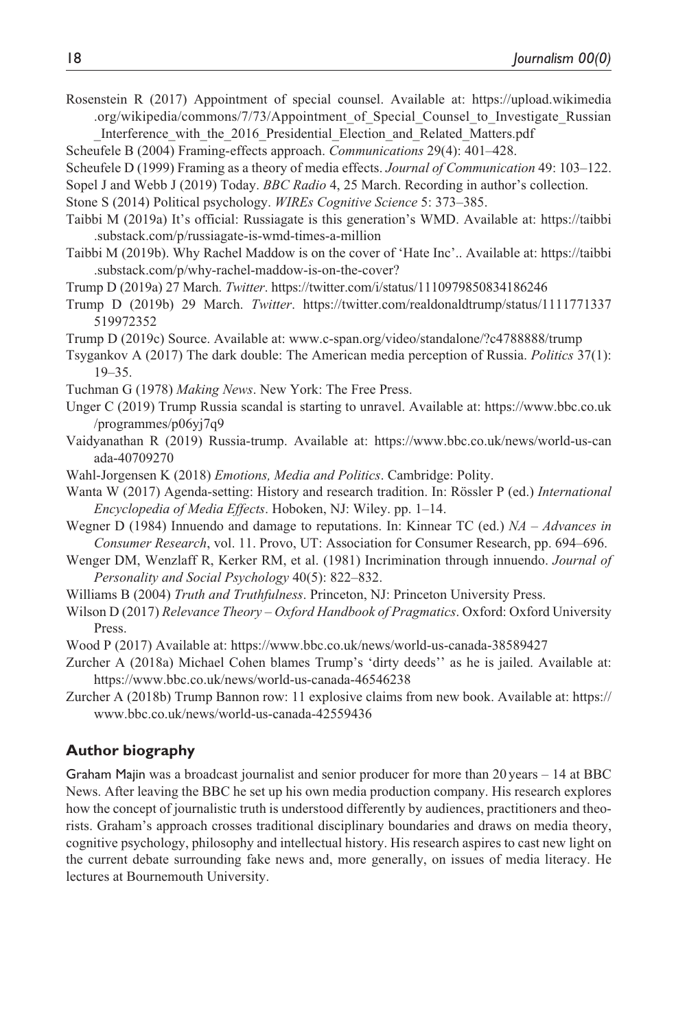Rosenstein R (2017) Appointment of special counsel. Available at: https://upload.wikimedia.org/wikipedia/commons/7/73/Appointment_of_Special_Counsel_to_Investigate_Russian_Interference_with_the_2016_Presidential_Election_and_Related_Matters.pdf

Scheufele B (2004) Framing-effects approach. *Communications* 29(4): 401–428.

Scheufele D (1999) Framing as a theory of media effects. *Journal of Communication* 49: 103–122.

Sopel J and Webb J (2019) Today. *BBC Radio* 4, 25 March. Recording in author's collection.

Stone S (2014) Political psychology. *WIREs Cognitive Science* 5: 373–385.

Taibbi M (2019a) It's official: Russiagate is this generation's WMD. Available at: https://taibbi.substack.com/p/russiagate-is-wmd-times-a-million

Taibbi M (2019b). Why Rachel Maddow is on the cover of 'Hate Inc'.. Available at: https://taibbi.substack.com/p/why-rachel-maddow-is-on-the-cover?

Trump D (2019a) 27 March. *Twitter*. https://twitter.com/i/status/1110979850834186246

Trump D (2019b) 29 March. *Twitter*. https://twitter.com/realdonaldtrump/status/1111771337519972352

Trump D (2019c) Source. Available at: www.c-span.org/video/standalone/?c4788888/trump

Tsygankov A (2017) The dark double: The American media perception of Russia. *Politics* 37(1): 19–35.

Tuchman G (1978) *Making News*. New York: The Free Press.

Unger C (2019) Trump Russia scandal is starting to unravel. Available at: https://www.bbc.co.uk/programmes/p06yj7q9

Vaidyanathan R (2019) Russia-trump. Available at: https://www.bbc.co.uk/news/world-us-canada-40709270

Wahl-Jorgensen K (2018) *Emotions, Media and Politics*. Cambridge: Polity.

Wanta W (2017) Agenda-setting: History and research tradition. In: Rössler P (ed.) *International Encyclopedia of Media Effects*. Hoboken, NJ: Wiley. pp. 1–14.

Wegner D (1984) Innuendo and damage to reputations. In: Kinnear TC (ed.) *NA – Advances in Consumer Research*, vol. 11. Provo, UT: Association for Consumer Research, pp. 694–696.

Wenger DM, Wenzlaff R, Kerker RM, et al. (1981) Incrimination through innuendo. *Journal of Personality and Social Psychology* 40(5): 822–832.

Williams B (2004) *Truth and Truthfulness*. Princeton, NJ: Princeton University Press.

Wilson D (2017) *Relevance Theory – Oxford Handbook of Pragmatics*. Oxford: Oxford University Press.

Wood P (2017) Available at: https://www.bbc.co.uk/news/world-us-canada-38589427

Zurcher A (2018a) Michael Cohen blames Trump's 'dirty deeds'' as he is jailed. Available at: https://www.bbc.co.uk/news/world-us-canada-46546238

Zurcher A (2018b) Trump Bannon row: 11 explosive claims from new book. Available at: https://www.bbc.co.uk/news/world-us-canada-42559436

## Author biography

Graham Majin was a broadcast journalist and senior producer for more than 20 years – 14 at BBC News. After leaving the BBC he set up his own media production company. His research explores how the concept of journalistic truth is understood differently by audiences, practitioners and theorists. Graham's approach crosses traditional disciplinary boundaries and draws on media theory, cognitive psychology, philosophy and intellectual history. His research aspires to cast new light on the current debate surrounding fake news and, more generally, on issues of media literacy. He lectures at Bournemouth University.